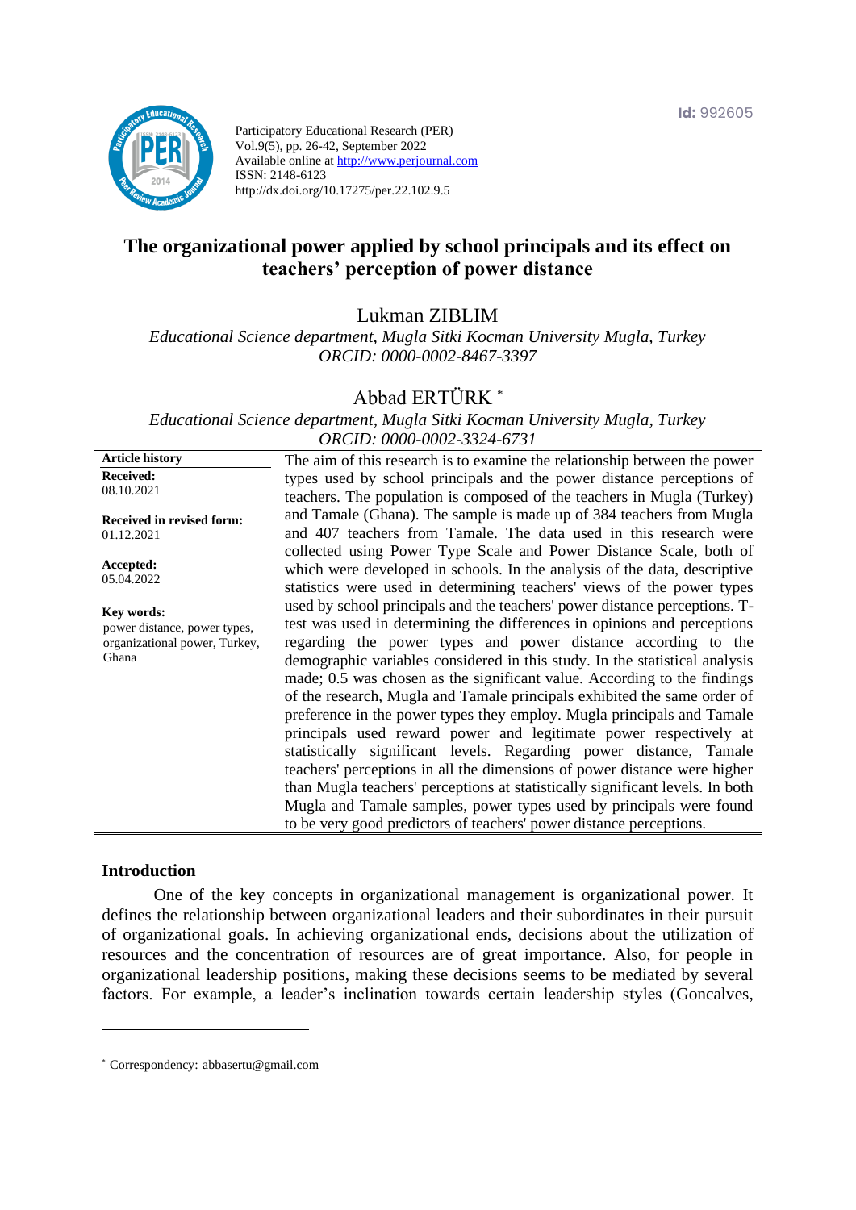Id: 992605

Participatory Educational Research (PER)
Vol.9(5), pp. 26-42, September 2022
Available online at http://www.perjournal.com
ISSN: 2148-6123
http://dx.doi.org/10.17275/per.22.102.9.5

# The organizational power applied by school principals and its effect on teachers' perception of power distance

**Lukman ZIBLIM**
*Educational Science department, Mugla Sitki Kocman University Mugla, Turkey*
*ORCID: 0000-0002-8467-3397*

**Abbad ERTÜRK** [*]
*Educational Science department, Mugla Sitki Kocman University Mugla, Turkey*
*ORCID: 0000-0002-3324-6731*

**Article history**
**Received:** 08.10.2021
**Received in revised form:** 01.12.2021
**Accepted:** 05.04.2022

**Key words:**
power distance, power types, organizational power, Turkey, Ghana

The aim of this research is to examine the relationship between the power types used by school principals and the power distance perceptions of teachers. The population is composed of the teachers in Mugla (Turkey) and Tamale (Ghana). The sample is made up of 384 teachers from Mugla and 407 teachers from Tamale. The data used in this research were collected using Power Type Scale and Power Distance Scale, both of which were developed in schools. In the analysis of the data, descriptive statistics were used in determining teachers' views of the power types used by school principals and the teachers' power distance perceptions. T-test was used in determining the differences in opinions and perceptions regarding the power types and power distance according to the demographic variables considered in this study. In the statistical analysis made; 0.5 was chosen as the significant value. According to the findings of the research, Mugla and Tamale principals exhibited the same order of preference in the power types they employ. Mugla principals and Tamale principals used reward power and legitimate power respectively at statistically significant levels. Regarding power distance, Tamale teachers' perceptions in all the dimensions of power distance were higher than Mugla teachers' perceptions at statistically significant levels. In both Mugla and Tamale samples, power types used by principals were found to be very good predictors of teachers' power distance perceptions.

## Introduction

One of the key concepts in organizational management is organizational power. It defines the relationship between organizational leaders and their subordinates in their pursuit of organizational goals. In achieving organizational ends, decisions about the utilization of resources and the concentration of resources are of great importance. Also, for people in organizational leadership positions, making these decisions seems to be mediated by several factors. For example, a leader's inclination towards certain leadership styles (Goncalves,

---

[*] Correspondency: abbasertu@gmail.com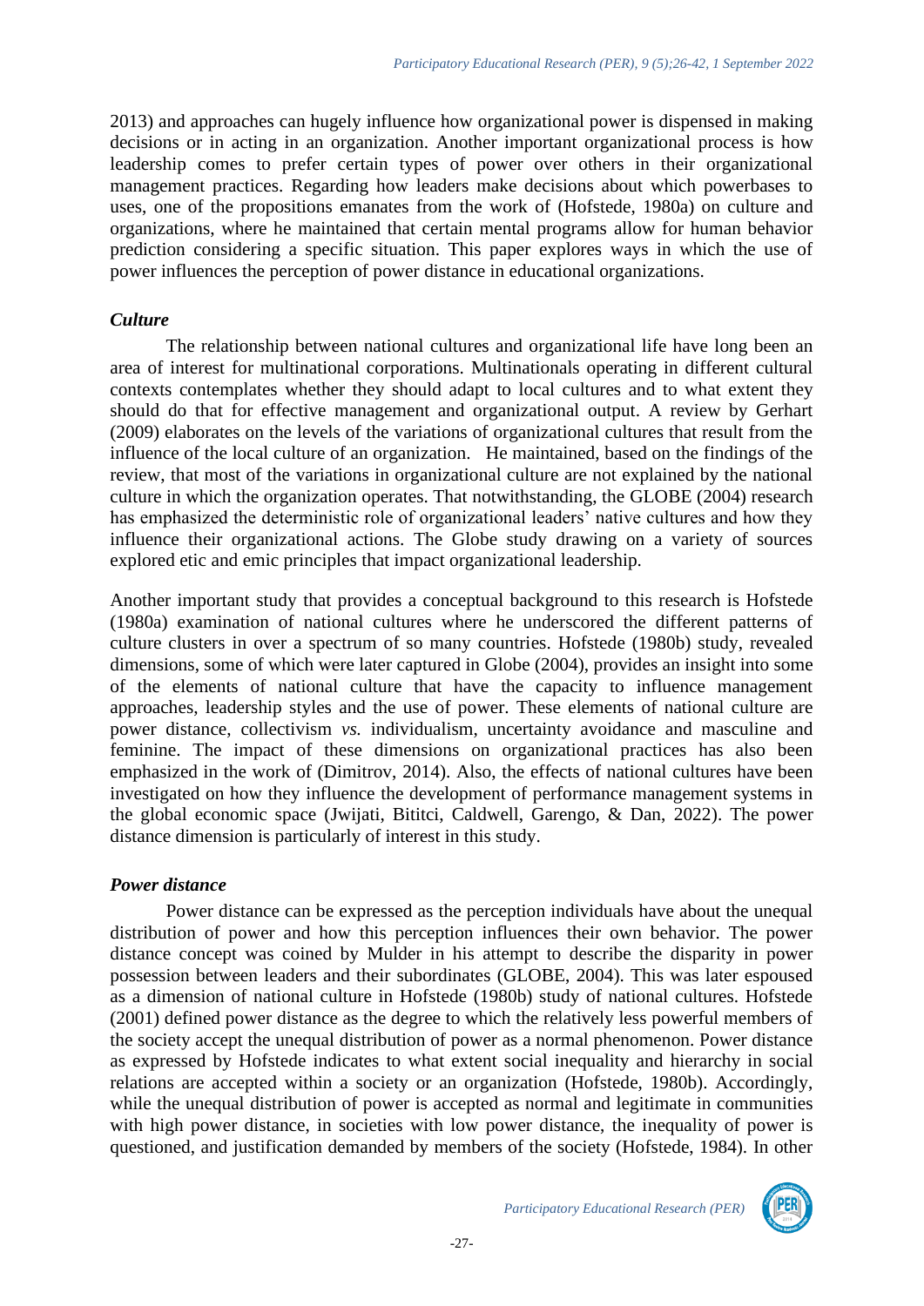2013) and approaches can hugely influence how organizational power is dispensed in making decisions or in acting in an organization. Another important organizational process is how leadership comes to prefer certain types of power over others in their organizational management practices. Regarding how leaders make decisions about which powerbases to uses, one of the propositions emanates from the work of (Hofstede, 1980a) on culture and organizations, where he maintained that certain mental programs allow for human behavior prediction considering a specific situation. This paper explores ways in which the use of power influences the perception of power distance in educational organizations.

### *Culture*

The relationship between national cultures and organizational life have long been an area of interest for multinational corporations. Multinationals operating in different cultural contexts contemplates whether they should adapt to local cultures and to what extent they should do that for effective management and organizational output. A review by Gerhart (2009) elaborates on the levels of the variations of organizational cultures that result from the influence of the local culture of an organization. He maintained, based on the findings of the review, that most of the variations in organizational culture are not explained by the national culture in which the organization operates. That notwithstanding, the GLOBE (2004) research has emphasized the deterministic role of organizational leaders' native cultures and how they influence their organizational actions. The Globe study drawing on a variety of sources explored etic and emic principles that impact organizational leadership.

Another important study that provides a conceptual background to this research is Hofstede (1980a) examination of national cultures where he underscored the different patterns of culture clusters in over a spectrum of so many countries. Hofstede (1980b) study, revealed dimensions, some of which were later captured in Globe (2004), provides an insight into some of the elements of national culture that have the capacity to influence management approaches, leadership styles and the use of power. These elements of national culture are power distance, collectivism *vs.* individualism, uncertainty avoidance and masculine and feminine. The impact of these dimensions on organizational practices has also been emphasized in the work of (Dimitrov, 2014). Also, the effects of national cultures have been investigated on how they influence the development of performance management systems in the global economic space (Jwijati, Bititci, Caldwell, Garengo, & Dan, 2022). The power distance dimension is particularly of interest in this study.

### *Power distance*

Power distance can be expressed as the perception individuals have about the unequal distribution of power and how this perception influences their own behavior. The power distance concept was coined by Mulder in his attempt to describe the disparity in power possession between leaders and their subordinates (GLOBE, 2004). This was later espoused as a dimension of national culture in Hofstede (1980b) study of national cultures. Hofstede (2001) defined power distance as the degree to which the relatively less powerful members of the society accept the unequal distribution of power as a normal phenomenon. Power distance as expressed by Hofstede indicates to what extent social inequality and hierarchy in social relations are accepted within a society or an organization (Hofstede, 1980b). Accordingly, while the unequal distribution of power is accepted as normal and legitimate in communities with high power distance, in societies with low power distance, the inequality of power is questioned, and justification demanded by members of the society (Hofstede, 1984). In other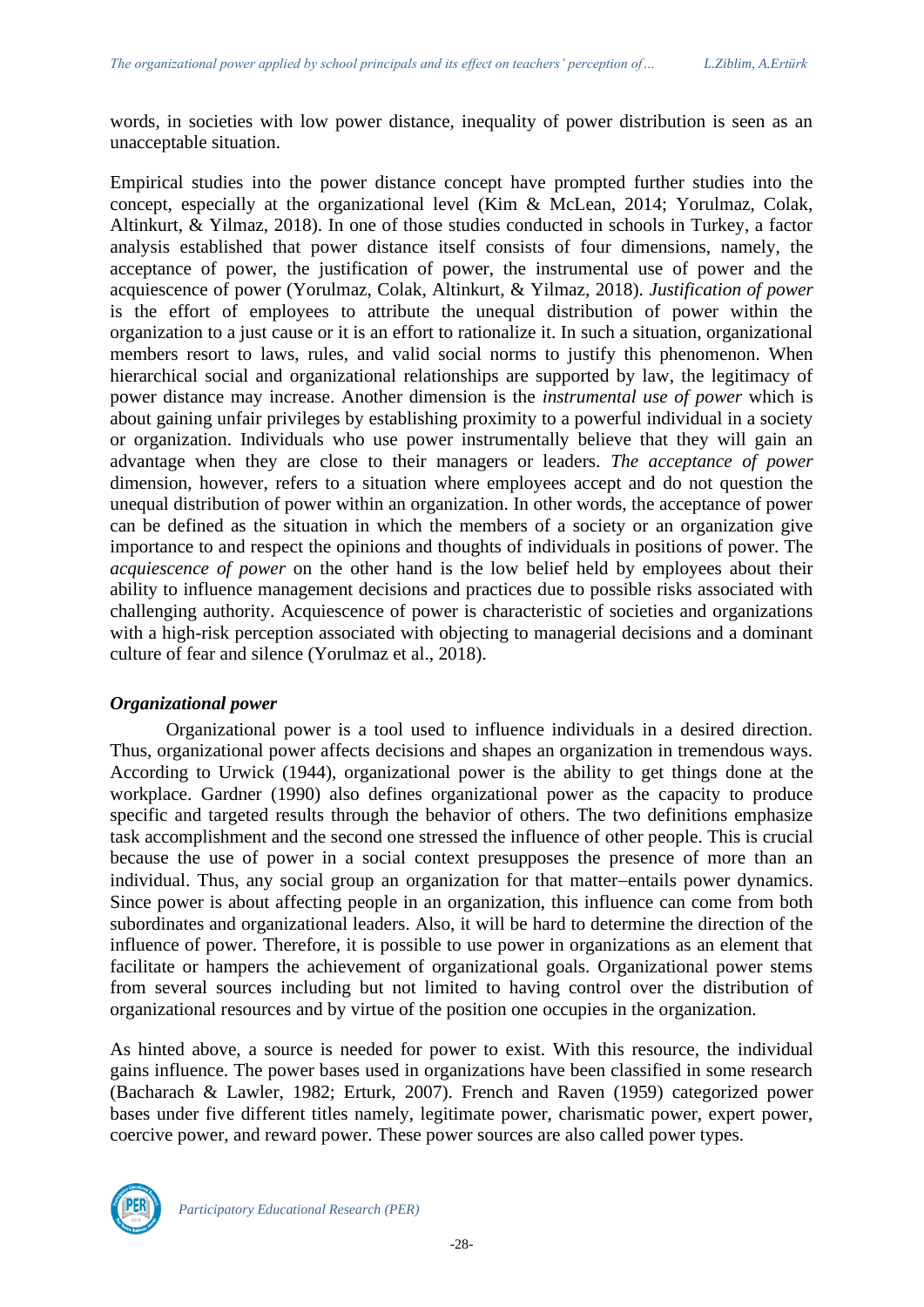words, in societies with low power distance, inequality of power distribution is seen as an unacceptable situation.

Empirical studies into the power distance concept have prompted further studies into the concept, especially at the organizational level (Kim & McLean, 2014; Yorulmaz, Colak, Altinkurt, & Yilmaz, 2018). In one of those studies conducted in schools in Turkey, a factor analysis established that power distance itself consists of four dimensions, namely, the acceptance of power, the justification of power, the instrumental use of power and the acquiescence of power (Yorulmaz, Colak, Altinkurt, & Yilmaz, 2018). *Justification of power* is the effort of employees to attribute the unequal distribution of power within the organization to a just cause or it is an effort to rationalize it. In such a situation, organizational members resort to laws, rules, and valid social norms to justify this phenomenon. When hierarchical social and organizational relationships are supported by law, the legitimacy of power distance may increase. Another dimension is the *instrumental use of power* which is about gaining unfair privileges by establishing proximity to a powerful individual in a society or organization. Individuals who use power instrumentally believe that they will gain an advantage when they are close to their managers or leaders. *The acceptance of power* dimension, however, refers to a situation where employees accept and do not question the unequal distribution of power within an organization. In other words, the acceptance of power can be defined as the situation in which the members of a society or an organization give importance to and respect the opinions and thoughts of individuals in positions of power. The *acquiescence of power* on the other hand is the low belief held by employees about their ability to influence management decisions and practices due to possible risks associated with challenging authority. Acquiescence of power is characteristic of societies and organizations with a high-risk perception associated with objecting to managerial decisions and a dominant culture of fear and silence (Yorulmaz et al., 2018).

### *Organizational power*

Organizational power is a tool used to influence individuals in a desired direction. Thus, organizational power affects decisions and shapes an organization in tremendous ways. According to Urwick (1944), organizational power is the ability to get things done at the workplace. Gardner (1990) also defines organizational power as the capacity to produce specific and targeted results through the behavior of others. The two definitions emphasize task accomplishment and the second one stressed the influence of other people. This is crucial because the use of power in a social context presupposes the presence of more than an individual. Thus, any social group an organization for that matter–entails power dynamics. Since power is about affecting people in an organization, this influence can come from both subordinates and organizational leaders. Also, it will be hard to determine the direction of the influence of power. Therefore, it is possible to use power in organizations as an element that facilitate or hampers the achievement of organizational goals. Organizational power stems from several sources including but not limited to having control over the distribution of organizational resources and by virtue of the position one occupies in the organization.

As hinted above, a source is needed for power to exist. With this resource, the individual gains influence. The power bases used in organizations have been classified in some research (Bacharach & Lawler, 1982; Erturk, 2007). French and Raven (1959) categorized power bases under five different titles namely, legitimate power, charismatic power, expert power, coercive power, and reward power. These power sources are also called power types.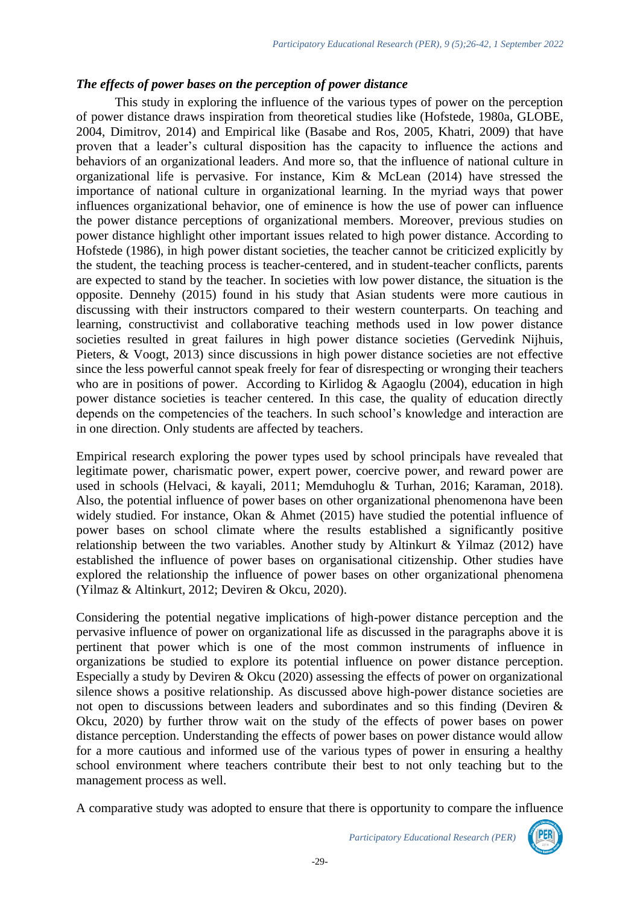### *The effects of power bases on the perception of power distance*

This study in exploring the influence of the various types of power on the perception of power distance draws inspiration from theoretical studies like (Hofstede, 1980a, GLOBE, 2004, Dimitrov, 2014) and Empirical like (Basabe and Ros, 2005, Khatri, 2009) that have proven that a leader's cultural disposition has the capacity to influence the actions and behaviors of an organizational leaders. And more so, that the influence of national culture in organizational life is pervasive. For instance, Kim & McLean (2014) have stressed the importance of national culture in organizational learning. In the myriad ways that power influences organizational behavior, one of eminence is how the use of power can influence the power distance perceptions of organizational members. Moreover, previous studies on power distance highlight other important issues related to high power distance. According to Hofstede (1986), in high power distant societies, the teacher cannot be criticized explicitly by the student, the teaching process is teacher-centered, and in student-teacher conflicts, parents are expected to stand by the teacher. In societies with low power distance, the situation is the opposite. Dennehy (2015) found in his study that Asian students were more cautious in discussing with their instructors compared to their western counterparts. On teaching and learning, constructivist and collaborative teaching methods used in low power distance societies resulted in great failures in high power distance societies (Gervedink Nijhuis, Pieters, & Voogt, 2013) since discussions in high power distance societies are not effective since the less powerful cannot speak freely for fear of disrespecting or wronging their teachers who are in positions of power. According to Kirlidog & Agaoglu (2004), education in high power distance societies is teacher centered. In this case, the quality of education directly depends on the competencies of the teachers. In such school's knowledge and interaction are in one direction. Only students are affected by teachers.

Empirical research exploring the power types used by school principals have revealed that legitimate power, charismatic power, expert power, coercive power, and reward power are used in schools (Helvaci, & kayali, 2011; Memduhoglu & Turhan, 2016; Karaman, 2018). Also, the potential influence of power bases on other organizational phenomenona have been widely studied. For instance, Okan & Ahmet (2015) have studied the potential influence of power bases on school climate where the results established a significantly positive relationship between the two variables. Another study by Altinkurt & Yilmaz (2012) have established the influence of power bases on organisational citizenship. Other studies have explored the relationship the influence of power bases on other organizational phenomena (Yilmaz & Altinkurt, 2012; Deviren & Okcu, 2020).

Considering the potential negative implications of high-power distance perception and the pervasive influence of power on organizational life as discussed in the paragraphs above it is pertinent that power which is one of the most common instruments of influence in organizations be studied to explore its potential influence on power distance perception. Especially a study by Deviren & Okcu (2020) assessing the effects of power on organizational silence shows a positive relationship. As discussed above high-power distance societies are not open to discussions between leaders and subordinates and so this finding (Deviren & Okcu, 2020) by further throw wait on the study of the effects of power bases on power distance perception. Understanding the effects of power bases on power distance would allow for a more cautious and informed use of the various types of power in ensuring a healthy school environment where teachers contribute their best to not only teaching but to the management process as well.

A comparative study was adopted to ensure that there is opportunity to compare the influence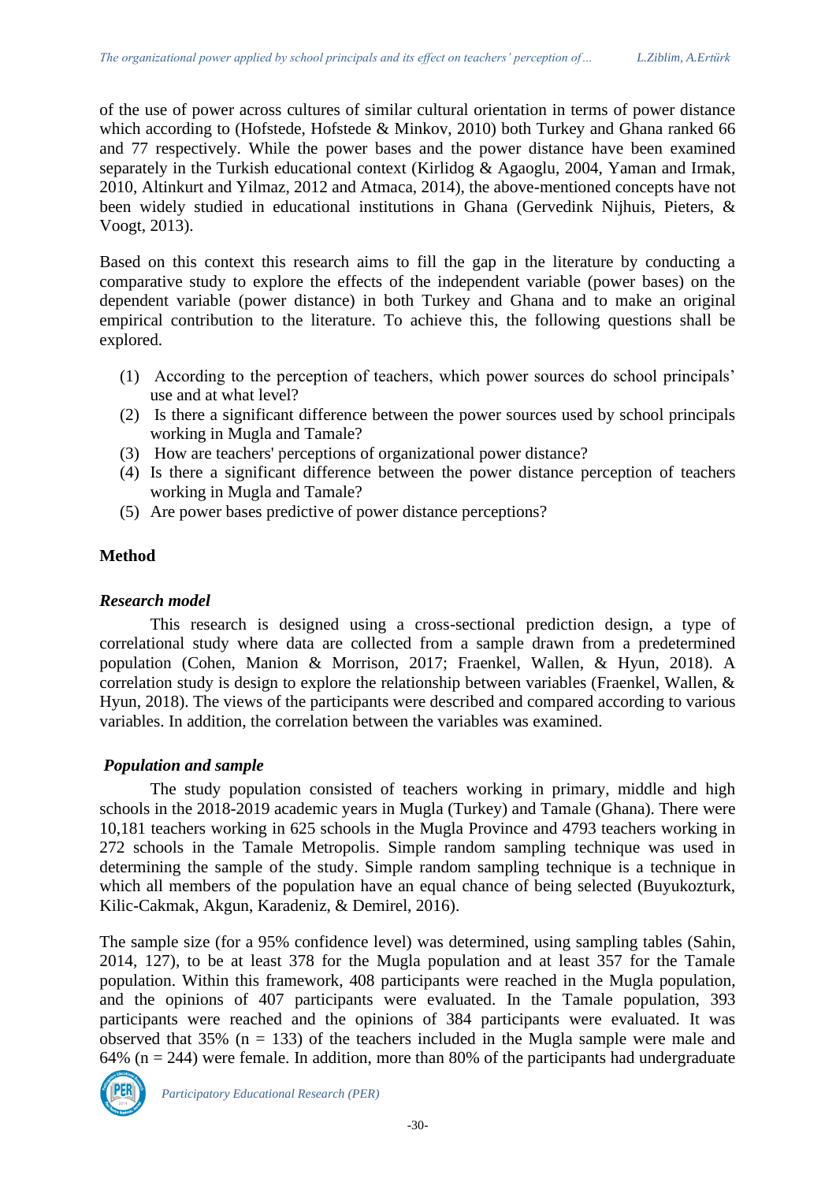of the use of power across cultures of similar cultural orientation in terms of power distance which according to (Hofstede, Hofstede & Minkov, 2010) both Turkey and Ghana ranked 66 and 77 respectively. While the power bases and the power distance have been examined separately in the Turkish educational context (Kirlidog & Agaoglu, 2004, Yaman and Irmak, 2010, Altinkurt and Yilmaz, 2012 and Atmaca, 2014), the above-mentioned concepts have not been widely studied in educational institutions in Ghana (Gervedink Nijhuis, Pieters, & Voogt, 2013).

Based on this context this research aims to fill the gap in the literature by conducting a comparative study to explore the effects of the independent variable (power bases) on the dependent variable (power distance) in both Turkey and Ghana and to make an original empirical contribution to the literature. To achieve this, the following questions shall be explored.

(1) According to the perception of teachers, which power sources do school principals' use and at what level?
(2) Is there a significant difference between the power sources used by school principals working in Mugla and Tamale?
(3) How are teachers' perceptions of organizational power distance?
(4) Is there a significant difference between the power distance perception of teachers working in Mugla and Tamale?
(5) Are power bases predictive of power distance perceptions?

## Method

### *Research model*

This research is designed using a cross-sectional prediction design, a type of correlational study where data are collected from a sample drawn from a predetermined population (Cohen, Manion & Morrison, 2017; Fraenkel, Wallen, & Hyun, 2018). A correlation study is design to explore the relationship between variables (Fraenkel, Wallen, & Hyun, 2018). The views of the participants were described and compared according to various variables. In addition, the correlation between the variables was examined.

### *Population and sample*

The study population consisted of teachers working in primary, middle and high schools in the 2018-2019 academic years in Mugla (Turkey) and Tamale (Ghana). There were 10,181 teachers working in 625 schools in the Mugla Province and 4793 teachers working in 272 schools in the Tamale Metropolis. Simple random sampling technique was used in determining the sample of the study. Simple random sampling technique is a technique in which all members of the population have an equal chance of being selected (Buyukozturk, Kilic-Cakmak, Akgun, Karadeniz, & Demirel, 2016).

The sample size (for a 95% confidence level) was determined, using sampling tables (Sahin, 2014, 127), to be at least 378 for the Mugla population and at least 357 for the Tamale population. Within this framework, 408 participants were reached in the Mugla population, and the opinions of 407 participants were evaluated. In the Tamale population, 393 participants were reached and the opinions of 384 participants were evaluated. It was observed that 35% (n = 133) of the teachers included in the Mugla sample were male and 64% (n = 244) were female. In addition, more than 80% of the participants had undergraduate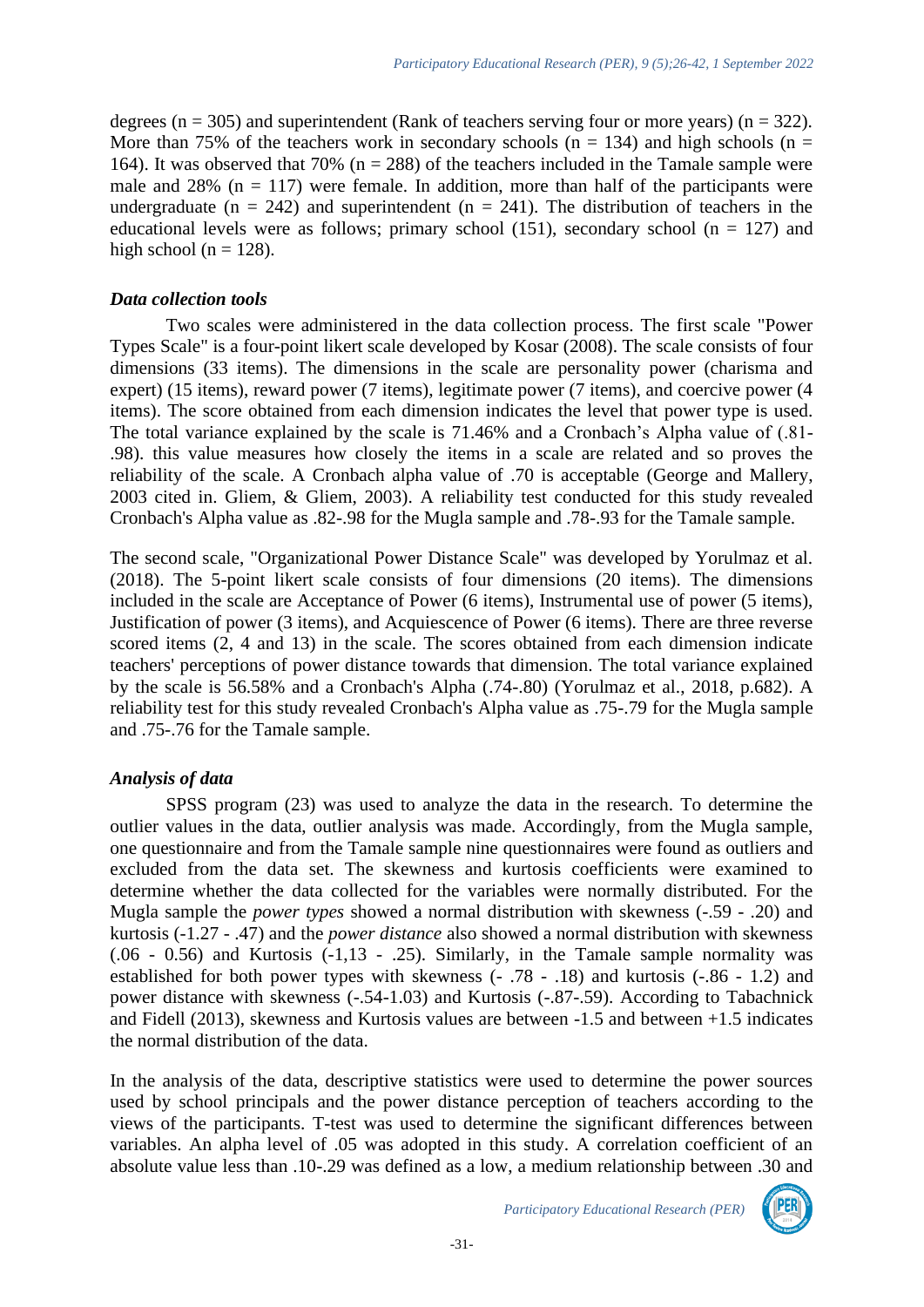degrees (n = 305) and superintendent (Rank of teachers serving four or more years) (n = 322). More than 75% of the teachers work in secondary schools (n = 134) and high schools (n = 164). It was observed that 70% (n = 288) of the teachers included in the Tamale sample were male and 28% (n = 117) were female. In addition, more than half of the participants were undergraduate (n = 242) and superintendent (n = 241). The distribution of teachers in the educational levels were as follows; primary school (151), secondary school (n = 127) and high school (n = 128).

### *Data collection tools*

Two scales were administered in the data collection process. The first scale "Power Types Scale" is a four-point likert scale developed by Kosar (2008). The scale consists of four dimensions (33 items). The dimensions in the scale are personality power (charisma and expert) (15 items), reward power (7 items), legitimate power (7 items), and coercive power (4 items). The score obtained from each dimension indicates the level that power type is used. The total variance explained by the scale is 71.46% and a Cronbach's Alpha value of (.81-.98). this value measures how closely the items in a scale are related and so proves the reliability of the scale. A Cronbach alpha value of .70 is acceptable (George and Mallery, 2003 cited in. Gliem, & Gliem, 2003). A reliability test conducted for this study revealed Cronbach's Alpha value as .82-.98 for the Mugla sample and .78-.93 for the Tamale sample.

The second scale, "Organizational Power Distance Scale" was developed by Yorulmaz et al. (2018). The 5-point likert scale consists of four dimensions (20 items). The dimensions included in the scale are Acceptance of Power (6 items), Instrumental use of power (5 items), Justification of power (3 items), and Acquiescence of Power (6 items). There are three reverse scored items (2, 4 and 13) in the scale. The scores obtained from each dimension indicate teachers' perceptions of power distance towards that dimension. The total variance explained by the scale is 56.58% and a Cronbach's Alpha (.74-.80) (Yorulmaz et al., 2018, p.682). A reliability test for this study revealed Cronbach's Alpha value as .75-.79 for the Mugla sample and .75-.76 for the Tamale sample.

### *Analysis of data*

SPSS program (23) was used to analyze the data in the research. To determine the outlier values in the data, outlier analysis was made. Accordingly, from the Mugla sample, one questionnaire and from the Tamale sample nine questionnaires were found as outliers and excluded from the data set. The skewness and kurtosis coefficients were examined to determine whether the data collected for the variables were normally distributed. For the Mugla sample the *power types* showed a normal distribution with skewness (-.59 - .20) and kurtosis (-1.27 - .47) and the *power distance* also showed a normal distribution with skewness (.06 - 0.56) and Kurtosis (-1,13 - .25). Similarly, in the Tamale sample normality was established for both power types with skewness (- .78 - .18) and kurtosis (-.86 - 1.2) and power distance with skewness (-.54-1.03) and Kurtosis (-.87-.59). According to Tabachnick and Fidell (2013), skewness and Kurtosis values are between -1.5 and between +1.5 indicates the normal distribution of the data.

In the analysis of the data, descriptive statistics were used to determine the power sources used by school principals and the power distance perception of teachers according to the views of the participants. T-test was used to determine the significant differences between variables. An alpha level of .05 was adopted in this study. A correlation coefficient of an absolute value less than .10-.29 was defined as a low, a medium relationship between .30 and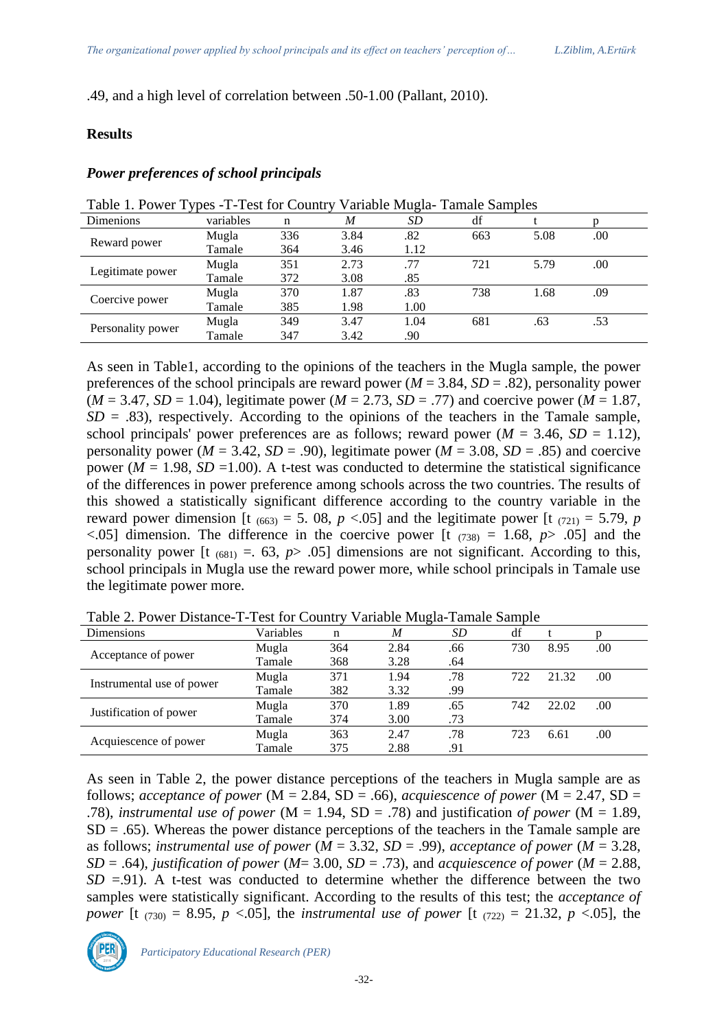.49, and a high level of correlation between .50-1.00 (Pallant, 2010).

## Results

### *Power preferences of school principals*

Table 1. Power Types -T-Test for Country Variable Mugla- Tamale Samples

| Dimenions | variables | n | *M* | *SD* | df | t | p |
|---|---|---|---|---|---|---|---|
| Reward power | Mugla | 336 | 3.84 | .82 | 663 | 5.08 | .00 |
| | Tamale | 364 | 3.46 | 1.12 | | | |
| Legitimate power | Mugla | 351 | 2.73 | .77 | 721 | 5.79 | .00 |
| | Tamale | 372 | 3.08 | .85 | | | |
| Coercive power | Mugla | 370 | 1.87 | .83 | 738 | 1.68 | .09 |
| | Tamale | 385 | 1.98 | 1.00 | | | |
| Personality power | Mugla | 349 | 3.47 | 1.04 | 681 | .63 | .53 |
| | Tamale | 347 | 3.42 | .90 | | | |

As seen in Table1, according to the opinions of the teachers in the Mugla sample, the power preferences of the school principals are reward power ($M$ = 3.84, $SD$ = .82), personality power ($M$ = 3.47, $SD$ = 1.04), legitimate power ($M$ = 2.73, $SD$ = .77) and coercive power ($M$ = 1.87, $SD$ = .83), respectively. According to the opinions of the teachers in the Tamale sample, school principals' power preferences are as follows; reward power ($M$ = 3.46, $SD$ = 1.12), personality power ($M$ = 3.42, $SD$ = .90), legitimate power ($M$ = 3.08, $SD$ = .85) and coercive power ($M$ = 1.98, $SD$ =1.00). A t-test was conducted to determine the statistical significance of the differences in power preference among schools across the two countries. The results of this showed a statistically significant difference according to the country variable in the reward power dimension [$t_{(663)}$ = 5. 08, $p$ <.05] and the legitimate power [$t_{(721)}$ = 5.79, $p$ <.05] dimension. The difference in the coercive power [$t_{(738)}$ = 1.68, $p$> .05] and the personality power [$t_{(681)}$ =. 63, $p$> .05] dimensions are not significant. According to this, school principals in Mugla use the reward power more, while school principals in Tamale use the legitimate power more.

Table 2. Power Distance-T-Test for Country Variable Mugla-Tamale Sample

| Dimensions | Variables | n | *M* | *SD* | df | t | p |
|---|---|---|---|---|---|---|---|
| Acceptance of power | Mugla | 364 | 2.84 | .66 | 730 | 8.95 | .00 |
| | Tamale | 368 | 3.28 | .64 | | | |
| Instrumental use of power | Mugla | 371 | 1.94 | .78 | 722 | 21.32 | .00 |
| | Tamale | 382 | 3.32 | .99 | | | |
| Justification of power | Mugla | 370 | 1.89 | .65 | 742 | 22.02 | .00 |
| | Tamale | 374 | 3.00 | .73 | | | |
| Acquiescence of power | Mugla | 363 | 2.47 | .78 | 723 | 6.61 | .00 |
| | Tamale | 375 | 2.88 | .91 | | | |

As seen in Table 2, the power distance perceptions of the teachers in Mugla sample are as follows; *acceptance of power* (M = 2.84, SD = .66), *acquiescence of power* (M = 2.47, SD = .78), *instrumental use of power* (M = 1.94, SD = .78) and justification *of power* (M = 1.89, SD = .65). Whereas the power distance perceptions of the teachers in the Tamale sample are as follows; *instrumental use of power* ($M$ = 3.32, $SD$ = .99), *acceptance of power* ($M$ = 3.28, $SD$ = .64), *justification of power* ($M$= 3.00, $SD$ = .73), and *acquiescence of power* ($M$ = 2.88, $SD$ =.91). A t-test was conducted to determine whether the difference between the two samples were statistically significant. According to the results of this test; the *acceptance of power* [$t_{(730)}$ = 8.95, $p$ <.05], the *instrumental use of power* [$t_{(722)}$ = 21.32, $p$ <.05], the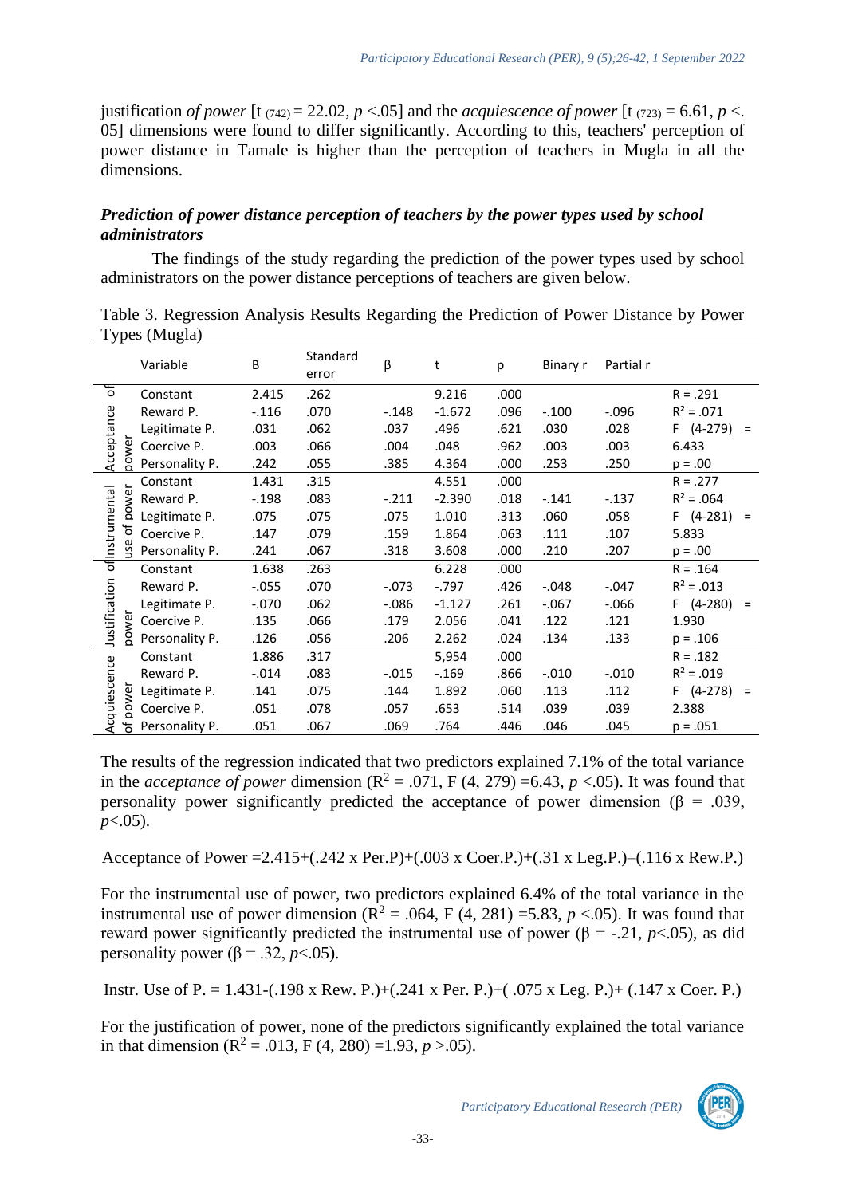justification *of power* [t $_{(742)}$ = 22.02, $p$ <.05] and the *acquiescence of power* [t $_{(723)}$ = 6.61, $p$ <. 05] dimensions were found to differ significantly. According to this, teachers' perception of power distance in Tamale is higher than the perception of teachers in Mugla in all the dimensions.

***Prediction of power distance perception of teachers by the power types used by school administrators***

The findings of the study regarding the prediction of the power types used by school administrators on the power distance perceptions of teachers are given below.

Table 3. Regression Analysis Results Regarding the Prediction of Power Distance by Power Types (Mugla)

| | Variable | B | Standard error | β | t | p | Binary r | Partial r | |
|---|---|---|---|---|---|---|---|---|---|
| Acceptance of power | Constant | 2.415 | .262 | | 9.216 | .000 | | | R = .291 |
| | Reward P. | -.116 | .070 | -.148 | -1.672 | .096 | -.100 | -.096 | $R^2$ = .071 |
| | Legitimate P. | .031 | .062 | .037 | .496 | .621 | .030 | .028 | F (4-279) = |
| | Coercive P. | .003 | .066 | .004 | .048 | .962 | .003 | .003 | 6.433 |
| | Personality P. | .242 | .055 | .385 | 4.364 | .000 | .253 | .250 | p = .00 |
| Instrumental use of power | Constant | 1.431 | .315 | | 4.551 | .000 | | | R = .277 |
| | Reward P. | -.198 | .083 | -.211 | -2.390 | .018 | -.141 | -.137 | $R^2$ = .064 |
| | Legitimate P. | .075 | .075 | .075 | 1.010 | .313 | .060 | .058 | F (4-281) = |
| | Coercive P. | .147 | .079 | .159 | 1.864 | .063 | .111 | .107 | 5.833 |
| | Personality P. | .241 | .067 | .318 | 3.608 | .000 | .210 | .207 | p = .00 |
| Justification of power | Constant | 1.638 | .263 | | 6.228 | .000 | | | R = .164 |
| | Reward P. | -.055 | .070 | -.073 | -.797 | .426 | -.048 | -.047 | $R^2$ = .013 |
| | Legitimate P. | -.070 | .062 | -.086 | -1.127 | .261 | -.067 | -.066 | F (4-280) = |
| | Coercive P. | .135 | .066 | .179 | 2.056 | .041 | .122 | .121 | 1.930 |
| | Personality P. | .126 | .056 | .206 | 2.262 | .024 | .134 | .133 | p = .106 |
| Acquiescence of power | Constant | 1.886 | .317 | | 5,954 | .000 | | | R = .182 |
| | Reward P. | -.014 | .083 | -.015 | -.169 | .866 | -.010 | -.010 | $R^2$ = .019 |
| | Legitimate P. | .141 | .075 | .144 | 1.892 | .060 | .113 | .112 | F (4-278) = |
| | Coercive P. | .051 | .078 | .057 | .653 | .514 | .039 | .039 | 2.388 |
| | Personality P. | .051 | .067 | .069 | .764 | .446 | .046 | .045 | p = .051 |

The results of the regression indicated that two predictors explained 7.1% of the total variance in the *acceptance of power* dimension ($R^2$ = .071, F (4, 279) =6.43, $p$ <.05). It was found that personality power significantly predicted the acceptance of power dimension (β = .039, $p$<.05).

Acceptance of Power =2.415+(.242 x Per.P)+(.003 x Coer.P.)+(.31 x Leg.P.)–(.116 x Rew.P.)

For the instrumental use of power, two predictors explained 6.4% of the total variance in the instrumental use of power dimension ($R^2$ = .064, F (4, 281) =5.83, $p$ <.05). It was found that reward power significantly predicted the instrumental use of power (β = -.21, $p$<.05), as did personality power (β = .32, $p$<.05).

Instr. Use of P. = 1.431-(.198 x Rew. P.)+(.241 x Per. P.)+( .075 x Leg. P.)+ (.147 x Coer. P.)

For the justification of power, none of the predictors significantly explained the total variance in that dimension ($R^2$ = .013, F (4, 280) =1.93, $p$ >.05).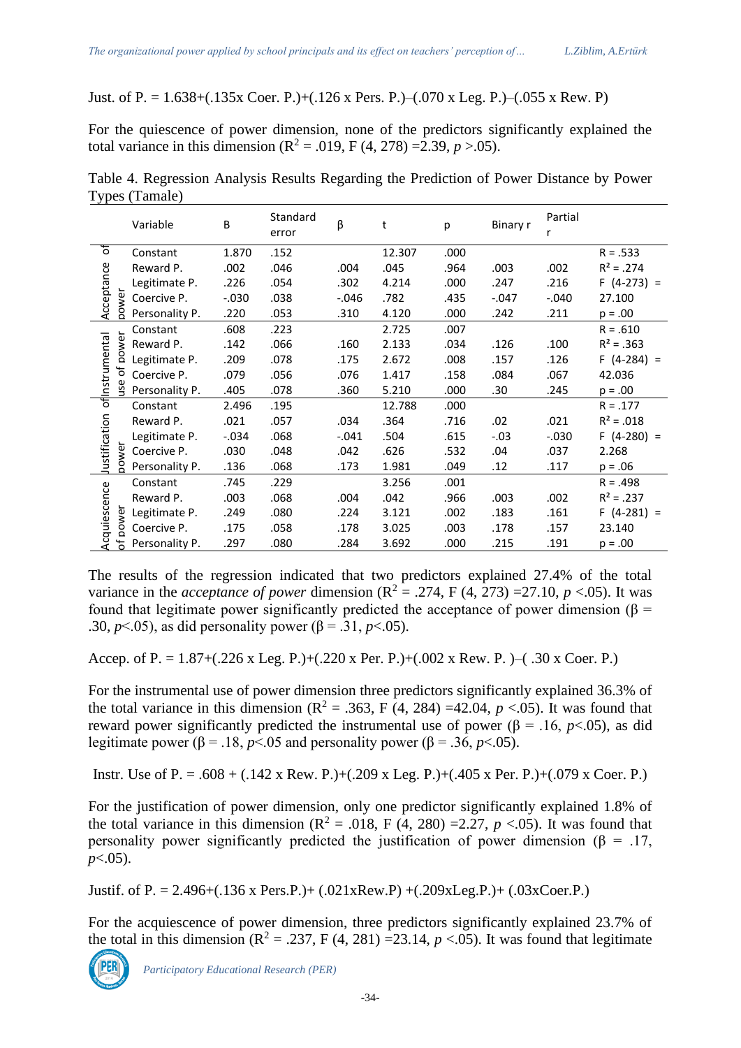Just. of P. = 1.638+(.135x Coer. P.)+(.126 x Pers. P.)–(.070 x Leg. P.)–(.055 x Rew. P)

For the quiescence of power dimension, none of the predictors significantly explained the total variance in this dimension ($R^2$ = .019, F (4, 278) =2.39, $p$ >.05).

Table 4. Regression Analysis Results Regarding the Prediction of Power Distance by Power Types (Tamale)

| | Variable | B | Standard error | β | t | p | Binary r | Partial r | |
|---|---|---|---|---|---|---|---|---|---|
| Acceptance of power | Constant | 1.870 | .152 | | 12.307 | .000 | | | R = .533 |
| | Reward P. | .002 | .046 | .004 | .045 | .964 | .003 | .002 | $R^2$ = .274 |
| | Legitimate P. | .226 | .054 | .302 | 4.214 | .000 | .247 | .216 | F (4-273) = |
| | Coercive P. | -.030 | .038 | -.046 | .782 | .435 | -.047 | -.040 | 27.100 |
| | Personality P. | .220 | .053 | .310 | 4.120 | .000 | .242 | .211 | p = .00 |
| Instrumental use of power | Constant | .608 | .223 | | 2.725 | .007 | | | R = .610 |
| | Reward P. | .142 | .066 | .160 | 2.133 | .034 | .126 | .100 | $R^2$ = .363 |
| | Legitimate P. | .209 | .078 | .175 | 2.672 | .008 | .157 | .126 | F (4-284) = |
| | Coercive P. | .079 | .056 | .076 | 1.417 | .158 | .084 | .067 | 42.036 |
| | Personality P. | .405 | .078 | .360 | 5.210 | .000 | .30 | .245 | p = .00 |
| Justification of power | Constant | 2.496 | .195 | | 12.788 | .000 | | | R = .177 |
| | Reward P. | .021 | .057 | .034 | .364 | .716 | .02 | .021 | $R^2$ = .018 |
| | Legitimate P. | -.034 | .068 | -.041 | .504 | .615 | -.03 | -.030 | F (4-280) = |
| | Coercive P. | .030 | .048 | .042 | .626 | .532 | .04 | .037 | 2.268 |
| | Personality P. | .136 | .068 | .173 | 1.981 | .049 | .12 | .117 | p = .06 |
| Acquiescence of power | Constant | .745 | .229 | | 3.256 | .001 | | | R = .498 |
| | Reward P. | .003 | .068 | .004 | .042 | .966 | .003 | .002 | $R^2$ = .237 |
| | Legitimate P. | .249 | .080 | .224 | 3.121 | .002 | .183 | .161 | F (4-281) = |
| | Coercive P. | .175 | .058 | .178 | 3.025 | .003 | .178 | .157 | 23.140 |
| | Personality P. | .297 | .080 | .284 | 3.692 | .000 | .215 | .191 | p = .00 |

The results of the regression indicated that two predictors explained 27.4% of the total variance in the *acceptance of power* dimension ($R^2$ = .274, F (4, 273) =27.10, $p$ <.05). It was found that legitimate power significantly predicted the acceptance of power dimension (β = .30, $p$<.05), as did personality power (β = .31, $p$<.05).

Accep. of P. = 1.87+(.226 x Leg. P.)+(.220 x Per. P.)+(.002 x Rew. P. )–( .30 x Coer. P.)

For the instrumental use of power dimension three predictors significantly explained 36.3% of the total variance in this dimension ($R^2$ = .363, F (4, 284) =42.04, $p$ <.05). It was found that reward power significantly predicted the instrumental use of power (β = .16, $p$<.05), as did legitimate power (β = .18, $p$<.05 and personality power (β = .36, $p$<.05).

Instr. Use of P. = .608 + (.142 x Rew. P.)+(.209 x Leg. P.)+(.405 x Per. P.)+(.079 x Coer. P.)

For the justification of power dimension, only one predictor significantly explained 1.8% of the total variance in this dimension ($R^2$ = .018, F (4, 280) =2.27, $p$ <.05). It was found that personality power significantly predicted the justification of power dimension (β = .17, $p$<.05).

Justif. of P. = 2.496+(.136 x Pers.P.)+ (.021xRew.P) +(.209xLeg.P.)+ (.03xCoer.P.)

For the acquiescence of power dimension, three predictors significantly explained 23.7% of the total in this dimension ($R^2$ = .237, F (4, 281) =23.14, $p$ <.05). It was found that legitimate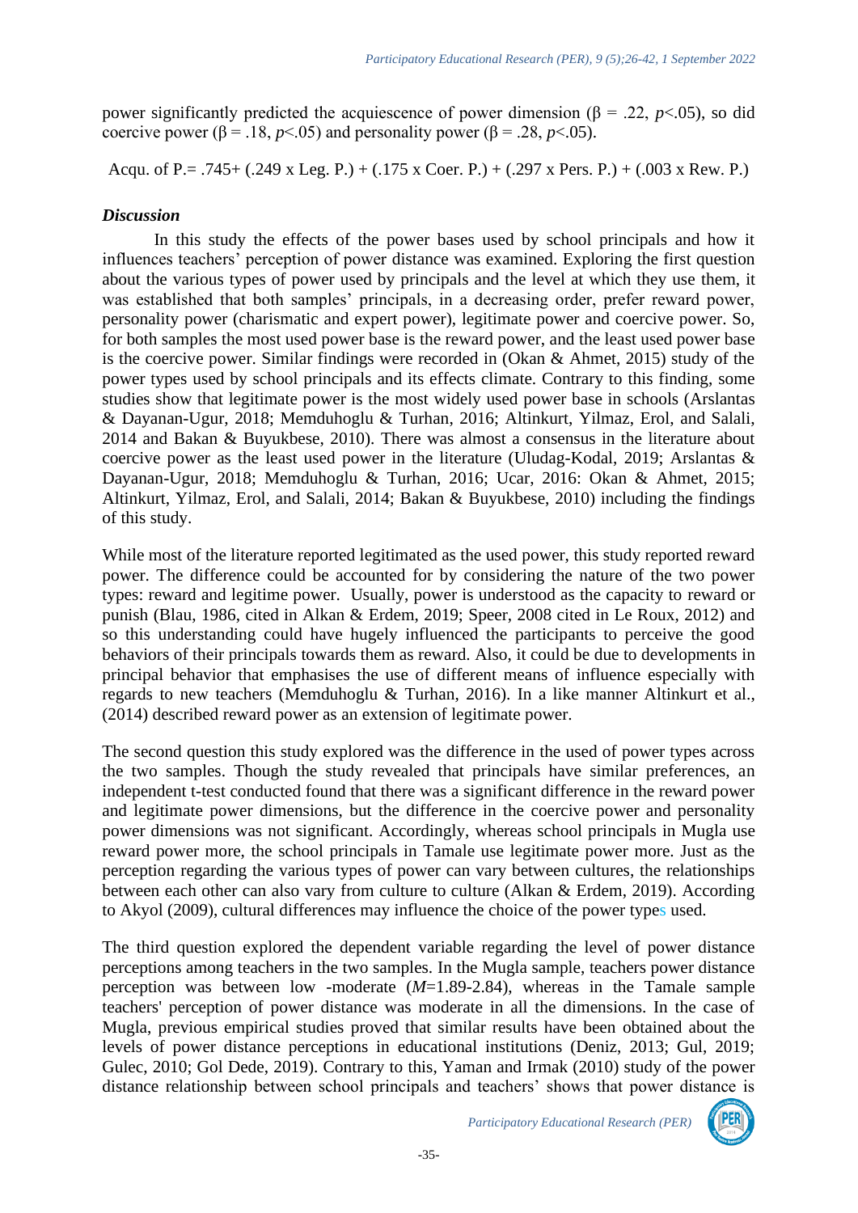power significantly predicted the acquiescence of power dimension ($\beta = .22$, $p<.05$), so did coercive power ($\beta = .18$, $p<.05$) and personality power ($\beta = .28$, $p<.05$).

Acqu. of P.= .745+ (.249 x Leg. P.) + (.175 x Coer. P.) + (.297 x Pers. P.) + (.003 x Rew. P.)

### *Discussion*

In this study the effects of the power bases used by school principals and how it influences teachers' perception of power distance was examined. Exploring the first question about the various types of power used by principals and the level at which they use them, it was established that both samples' principals, in a decreasing order, prefer reward power, personality power (charismatic and expert power), legitimate power and coercive power. So, for both samples the most used power base is the reward power, and the least used power base is the coercive power. Similar findings were recorded in (Okan & Ahmet, 2015) study of the power types used by school principals and its effects climate. Contrary to this finding, some studies show that legitimate power is the most widely used power base in schools (Arslantas & Dayanan-Ugur, 2018; Memduhoglu & Turhan, 2016; Altinkurt, Yilmaz, Erol, and Salali, 2014 and Bakan & Buyukbese, 2010). There was almost a consensus in the literature about coercive power as the least used power in the literature (Uludag-Kodal, 2019; Arslantas & Dayanan-Ugur, 2018; Memduhoglu & Turhan, 2016; Ucar, 2016: Okan & Ahmet, 2015; Altinkurt, Yilmaz, Erol, and Salali, 2014; Bakan & Buyukbese, 2010) including the findings of this study.

While most of the literature reported legitimated as the used power, this study reported reward power. The difference could be accounted for by considering the nature of the two power types: reward and legitime power. Usually, power is understood as the capacity to reward or punish (Blau, 1986, cited in Alkan & Erdem, 2019; Speer, 2008 cited in Le Roux, 2012) and so this understanding could have hugely influenced the participants to perceive the good behaviors of their principals towards them as reward. Also, it could be due to developments in principal behavior that emphasises the use of different means of influence especially with regards to new teachers (Memduhoglu & Turhan, 2016). In a like manner Altinkurt et al., (2014) described reward power as an extension of legitimate power.

The second question this study explored was the difference in the used of power types across the two samples. Though the study revealed that principals have similar preferences, an independent t-test conducted found that there was a significant difference in the reward power and legitimate power dimensions, but the difference in the coercive power and personality power dimensions was not significant. Accordingly, whereas school principals in Mugla use reward power more, the school principals in Tamale use legitimate power more. Just as the perception regarding the various types of power can vary between cultures, the relationships between each other can also vary from culture to culture (Alkan & Erdem, 2019). According to Akyol (2009), cultural differences may influence the choice of the power types used.

The third question explored the dependent variable regarding the level of power distance perceptions among teachers in the two samples. In the Mugla sample, teachers power distance perception was between low -moderate ($M$=1.89-2.84), whereas in the Tamale sample teachers' perception of power distance was moderate in all the dimensions. In the case of Mugla, previous empirical studies proved that similar results have been obtained about the levels of power distance perceptions in educational institutions (Deniz, 2013; Gul, 2019; Gulec, 2010; Gol Dede, 2019). Contrary to this, Yaman and Irmak (2010) study of the power distance relationship between school principals and teachers' shows that power distance is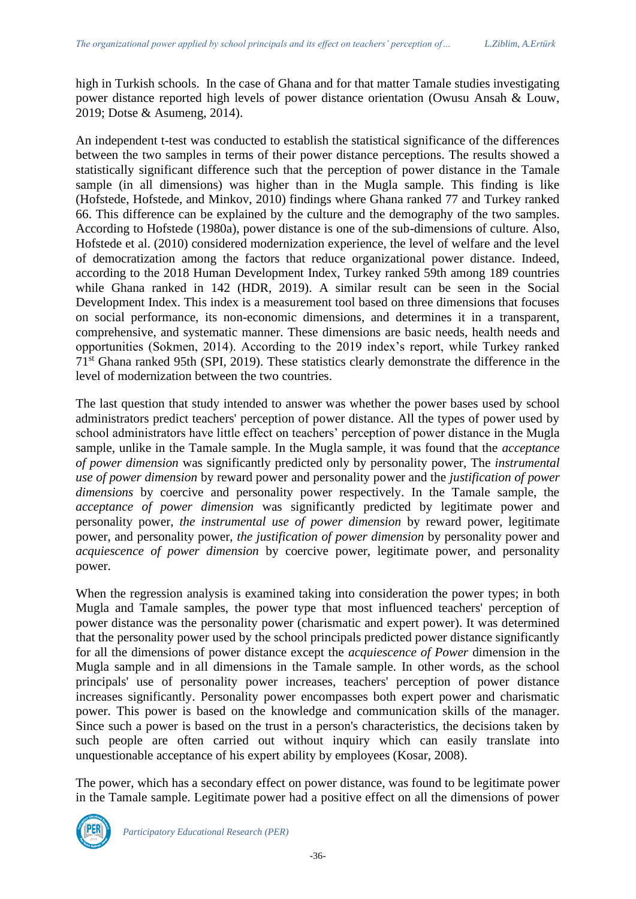high in Turkish schools. In the case of Ghana and for that matter Tamale studies investigating power distance reported high levels of power distance orientation (Owusu Ansah & Louw, 2019; Dotse & Asumeng, 2014).

An independent t-test was conducted to establish the statistical significance of the differences between the two samples in terms of their power distance perceptions. The results showed a statistically significant difference such that the perception of power distance in the Tamale sample (in all dimensions) was higher than in the Mugla sample. This finding is like (Hofstede, Hofstede, and Minkov, 2010) findings where Ghana ranked 77 and Turkey ranked 66. This difference can be explained by the culture and the demography of the two samples. According to Hofstede (1980a), power distance is one of the sub-dimensions of culture. Also, Hofstede et al. (2010) considered modernization experience, the level of welfare and the level of democratization among the factors that reduce organizational power distance. Indeed, according to the 2018 Human Development Index, Turkey ranked 59th among 189 countries while Ghana ranked in 142 (HDR, 2019). A similar result can be seen in the Social Development Index. This index is a measurement tool based on three dimensions that focuses on social performance, its non-economic dimensions, and determines it in a transparent, comprehensive, and systematic manner. These dimensions are basic needs, health needs and opportunities (Sokmen, 2014). According to the 2019 index's report, while Turkey ranked 71st Ghana ranked 95th (SPI, 2019). These statistics clearly demonstrate the difference in the level of modernization between the two countries.

The last question that study intended to answer was whether the power bases used by school administrators predict teachers' perception of power distance. All the types of power used by school administrators have little effect on teachers' perception of power distance in the Mugla sample, unlike in the Tamale sample. In the Mugla sample, it was found that the *acceptance of power dimension* was significantly predicted only by personality power, The *instrumental use of power dimension* by reward power and personality power and the *justification of power dimensions* by coercive and personality power respectively. In the Tamale sample, the *acceptance of power dimension* was significantly predicted by legitimate power and personality power, *the instrumental use of power dimension* by reward power, legitimate power, and personality power, *the justification of power dimension* by personality power and *acquiescence of power dimension* by coercive power, legitimate power, and personality power.

When the regression analysis is examined taking into consideration the power types; in both Mugla and Tamale samples, the power type that most influenced teachers' perception of power distance was the personality power (charismatic and expert power). It was determined that the personality power used by the school principals predicted power distance significantly for all the dimensions of power distance except the *acquiescence of Power* dimension in the Mugla sample and in all dimensions in the Tamale sample. In other words, as the school principals' use of personality power increases, teachers' perception of power distance increases significantly. Personality power encompasses both expert power and charismatic power. This power is based on the knowledge and communication skills of the manager. Since such a power is based on the trust in a person's characteristics, the decisions taken by such people are often carried out without inquiry which can easily translate into unquestionable acceptance of his expert ability by employees (Kosar, 2008).

The power, which has a secondary effect on power distance, was found to be legitimate power in the Tamale sample. Legitimate power had a positive effect on all the dimensions of power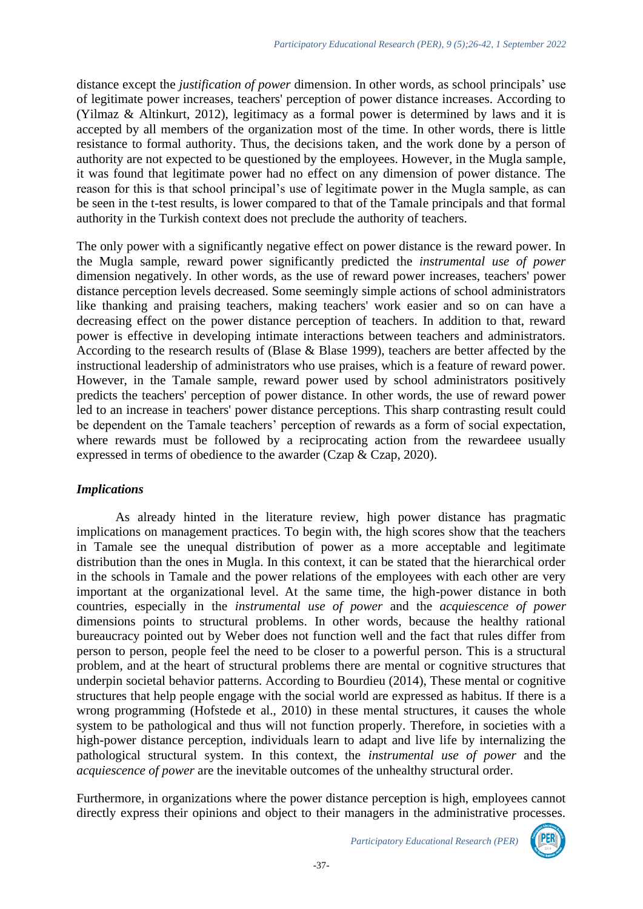distance except the *justification of power* dimension. In other words, as school principals' use of legitimate power increases, teachers' perception of power distance increases. According to (Yilmaz & Altinkurt, 2012), legitimacy as a formal power is determined by laws and it is accepted by all members of the organization most of the time. In other words, there is little resistance to formal authority. Thus, the decisions taken, and the work done by a person of authority are not expected to be questioned by the employees. However, in the Mugla sample, it was found that legitimate power had no effect on any dimension of power distance. The reason for this is that school principal's use of legitimate power in the Mugla sample, as can be seen in the t-test results, is lower compared to that of the Tamale principals and that formal authority in the Turkish context does not preclude the authority of teachers.

The only power with a significantly negative effect on power distance is the reward power. In the Mugla sample, reward power significantly predicted the *instrumental use of power* dimension negatively. In other words, as the use of reward power increases, teachers' power distance perception levels decreased. Some seemingly simple actions of school administrators like thanking and praising teachers, making teachers' work easier and so on can have a decreasing effect on the power distance perception of teachers. In addition to that, reward power is effective in developing intimate interactions between teachers and administrators. According to the research results of (Blase & Blase 1999), teachers are better affected by the instructional leadership of administrators who use praises, which is a feature of reward power. However, in the Tamale sample, reward power used by school administrators positively predicts the teachers' perception of power distance. In other words, the use of reward power led to an increase in teachers' power distance perceptions. This sharp contrasting result could be dependent on the Tamale teachers' perception of rewards as a form of social expectation, where rewards must be followed by a reciprocating action from the rewardeee usually expressed in terms of obedience to the awarder (Czap & Czap, 2020).

### *Implications*

As already hinted in the literature review, high power distance has pragmatic implications on management practices. To begin with, the high scores show that the teachers in Tamale see the unequal distribution of power as a more acceptable and legitimate distribution than the ones in Mugla. In this context, it can be stated that the hierarchical order in the schools in Tamale and the power relations of the employees with each other are very important at the organizational level. At the same time, the high-power distance in both countries, especially in the *instrumental use of power* and the *acquiescence of power* dimensions points to structural problems. In other words, because the healthy rational bureaucracy pointed out by Weber does not function well and the fact that rules differ from person to person, people feel the need to be closer to a powerful person. This is a structural problem, and at the heart of structural problems there are mental or cognitive structures that underpin societal behavior patterns. According to Bourdieu (2014), These mental or cognitive structures that help people engage with the social world are expressed as habitus. If there is a wrong programming (Hofstede et al., 2010) in these mental structures, it causes the whole system to be pathological and thus will not function properly. Therefore, in societies with a high-power distance perception, individuals learn to adapt and live life by internalizing the pathological structural system. In this context, the *instrumental use of power* and the *acquiescence of power* are the inevitable outcomes of the unhealthy structural order.

Furthermore, in organizations where the power distance perception is high, employees cannot directly express their opinions and object to their managers in the administrative processes.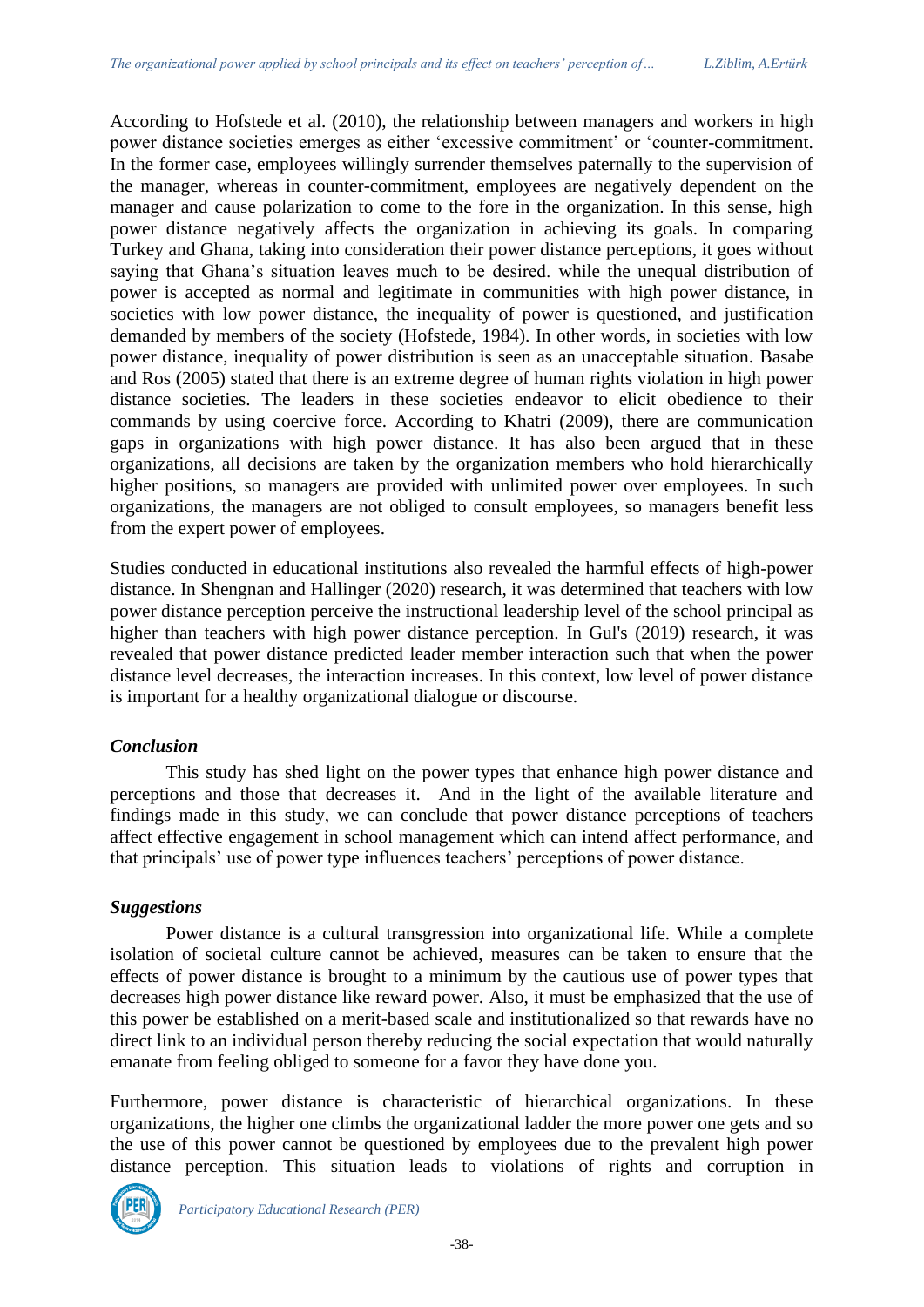According to Hofstede et al. (2010), the relationship between managers and workers in high power distance societies emerges as either 'excessive commitment' or 'counter-commitment. In the former case, employees willingly surrender themselves paternally to the supervision of the manager, whereas in counter-commitment, employees are negatively dependent on the manager and cause polarization to come to the fore in the organization. In this sense, high power distance negatively affects the organization in achieving its goals. In comparing Turkey and Ghana, taking into consideration their power distance perceptions, it goes without saying that Ghana's situation leaves much to be desired. while the unequal distribution of power is accepted as normal and legitimate in communities with high power distance, in societies with low power distance, the inequality of power is questioned, and justification demanded by members of the society (Hofstede, 1984). In other words, in societies with low power distance, inequality of power distribution is seen as an unacceptable situation. Basabe and Ros (2005) stated that there is an extreme degree of human rights violation in high power distance societies. The leaders in these societies endeavor to elicit obedience to their commands by using coercive force. According to Khatri (2009), there are communication gaps in organizations with high power distance. It has also been argued that in these organizations, all decisions are taken by the organization members who hold hierarchically higher positions, so managers are provided with unlimited power over employees. In such organizations, the managers are not obliged to consult employees, so managers benefit less from the expert power of employees.

Studies conducted in educational institutions also revealed the harmful effects of high-power distance. In Shengnan and Hallinger (2020) research, it was determined that teachers with low power distance perception perceive the instructional leadership level of the school principal as higher than teachers with high power distance perception. In Gul's (2019) research, it was revealed that power distance predicted leader member interaction such that when the power distance level decreases, the interaction increases. In this context, low level of power distance is important for a healthy organizational dialogue or discourse.

### *Conclusion*

This study has shed light on the power types that enhance high power distance and perceptions and those that decreases it. And in the light of the available literature and findings made in this study, we can conclude that power distance perceptions of teachers affect effective engagement in school management which can intend affect performance, and that principals' use of power type influences teachers' perceptions of power distance.

### *Suggestions*

Power distance is a cultural transgression into organizational life. While a complete isolation of societal culture cannot be achieved, measures can be taken to ensure that the effects of power distance is brought to a minimum by the cautious use of power types that decreases high power distance like reward power. Also, it must be emphasized that the use of this power be established on a merit-based scale and institutionalized so that rewards have no direct link to an individual person thereby reducing the social expectation that would naturally emanate from feeling obliged to someone for a favor they have done you.

Furthermore, power distance is characteristic of hierarchical organizations. In these organizations, the higher one climbs the organizational ladder the more power one gets and so the use of this power cannot be questioned by employees due to the prevalent high power distance perception. This situation leads to violations of rights and corruption in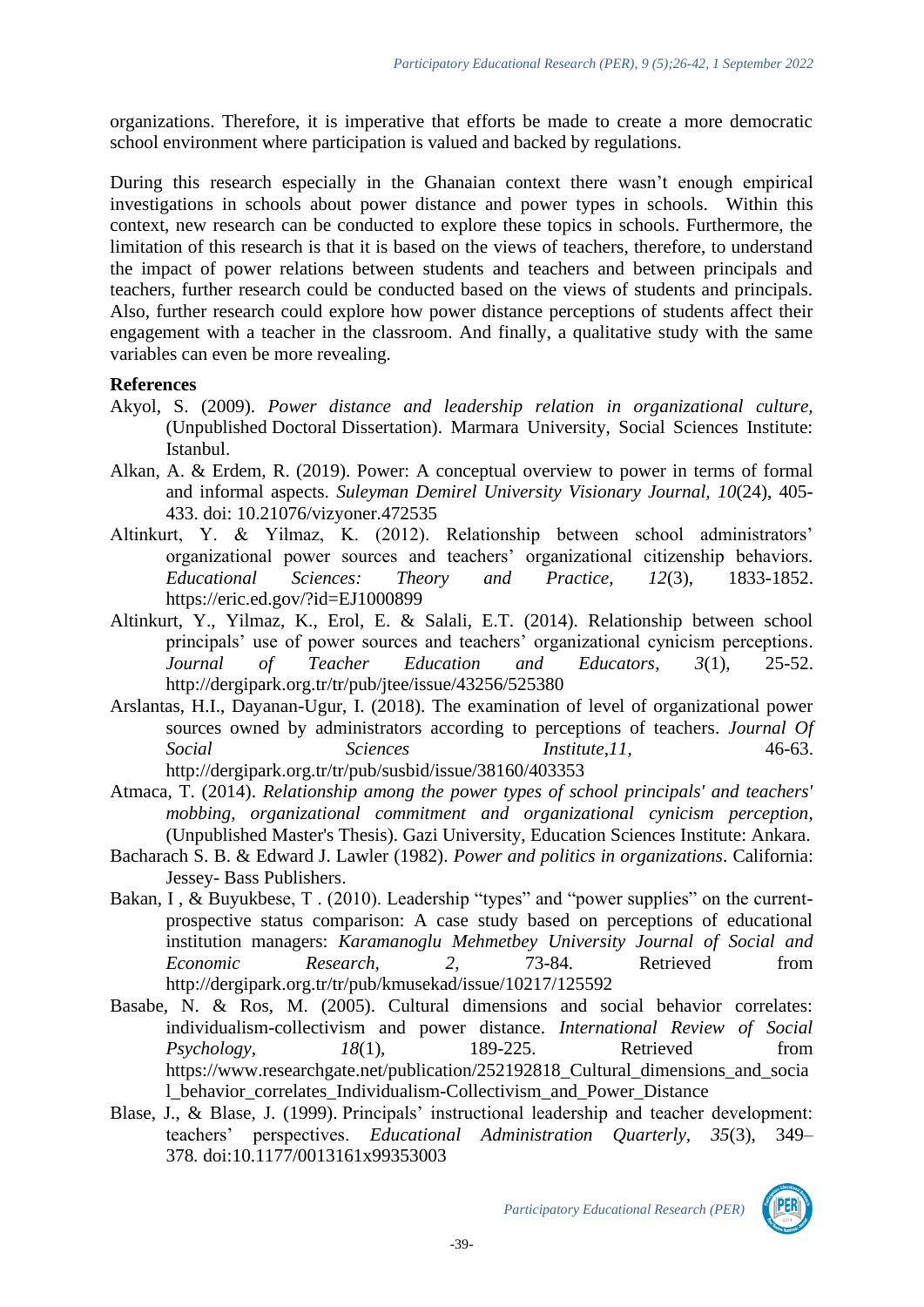organizations. Therefore, it is imperative that efforts be made to create a more democratic school environment where participation is valued and backed by regulations.

During this research especially in the Ghanaian context there wasn't enough empirical investigations in schools about power distance and power types in schools. Within this context, new research can be conducted to explore these topics in schools. Furthermore, the limitation of this research is that it is based on the views of teachers, therefore, to understand the impact of power relations between students and teachers and between principals and teachers, further research could be conducted based on the views of students and principals. Also, further research could explore how power distance perceptions of students affect their engagement with a teacher in the classroom. And finally, a qualitative study with the same variables can even be more revealing.

**References**

Akyol, S. (2009). *Power distance and leadership relation in organizational culture*, (Unpublished Doctoral Dissertation). Marmara University, Social Sciences Institute: Istanbul.

Alkan, A. & Erdem, R. (2019). Power: A conceptual overview to power in terms of formal and informal aspects. *Suleyman Demirel University Visionary Journal, 10*(24), 405-433. doi: 10.21076/vizyoner.472535

Altinkurt, Y. & Yilmaz, K. (2012). Relationship between school administrators' organizational power sources and teachers' organizational citizenship behaviors. *Educational Sciences: Theory and Practice, 12*(3), 1833-1852. https://eric.ed.gov/?id=EJ1000899

Altinkurt, Y., Yilmaz, K., Erol, E. & Salali, E.T. (2014). Relationship between school principals' use of power sources and teachers' organizational cynicism perceptions. *Journal of Teacher Education and Educators*, *3*(1), 25-52. http://dergipark.org.tr/tr/pub/jtee/issue/43256/525380

Arslantas, H.I., Dayanan-Ugur, I. (2018). The examination of level of organizational power sources owned by administrators according to perceptions of teachers. *Journal Of Social Sciences Institute,11,* 46-63. http://dergipark.org.tr/tr/pub/susbid/issue/38160/403353

Atmaca, T. (2014). *Relationship among the power types of school principals' and teachers' mobbing, organizational commitment and organizational cynicism perception*, (Unpublished Master's Thesis). Gazi University, Education Sciences Institute: Ankara.

Bacharach S. B. & Edward J. Lawler (1982). *Power and politics in organizations*. California: Jessey- Bass Publishers.

Bakan, I , & Buyukbese, T . (2010). Leadership "types" and "power supplies" on the current-prospective status comparison: A case study based on perceptions of educational institution managers: *Karamanoglu Mehmetbey University Journal of Social and Economic Research, 2*, 73-84. Retrieved from http://dergipark.org.tr/tr/pub/kmusekad/issue/10217/125592

Basabe, N. & Ros, M. (2005). Cultural dimensions and social behavior correlates: individualism-collectivism and power distance. *International Review of Social Psychology, 18*(1), 189-225. Retrieved from https://www.researchgate.net/publication/252192818_Cultural_dimensions_and_social_behavior_correlates_Individualism-Collectivism_and_Power_Distance

Blase, J., & Blase, J. (1999). Principals' instructional leadership and teacher development: teachers' perspectives. *Educational Administration Quarterly, 35*(3), 349–378. doi:10.1177/0013161x99353003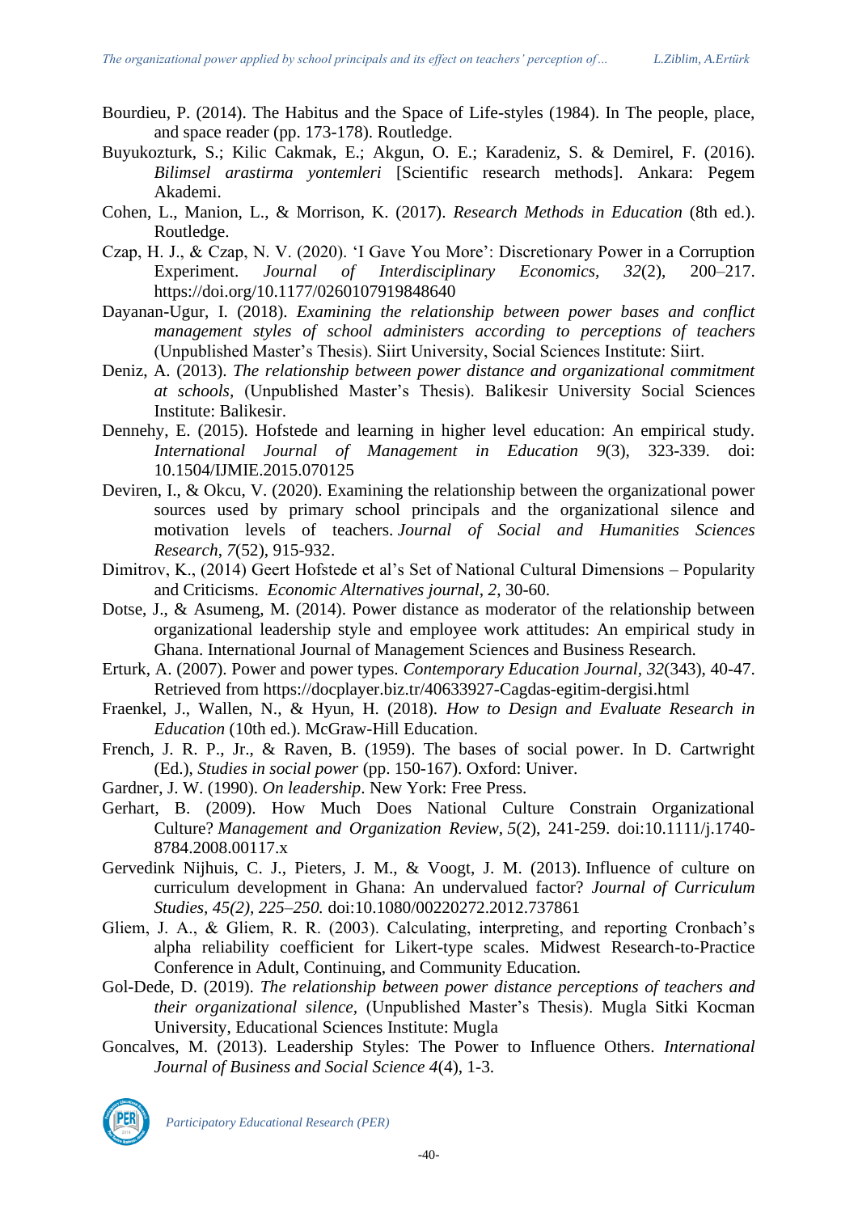Bourdieu, P. (2014). The Habitus and the Space of Life-styles (1984). In The people, place, and space reader (pp. 173-178). Routledge.

Buyukozturk, S.; Kilic Cakmak, E.; Akgun, O. E.; Karadeniz, S. & Demirel, F. (2016). *Bilimsel arastirma yontemleri* [Scientific research methods]. Ankara: Pegem Akademi.

Cohen, L., Manion, L., & Morrison, K. (2017). *Research Methods in Education* (8th ed.). Routledge.

Czap, H. J., & Czap, N. V. (2020). 'I Gave You More': Discretionary Power in a Corruption Experiment. *Journal of Interdisciplinary Economics, 32*(2), 200–217. https://doi.org/10.1177/0260107919848640

Dayanan-Ugur, I. (2018). *Examining the relationship between power bases and conflict management styles of school administers according to perceptions of teachers* (Unpublished Master's Thesis). Siirt University, Social Sciences Institute: Siirt.

Deniz, A. (2013). *The relationship between power distance and organizational commitment at schools*, (Unpublished Master's Thesis). Balikesir University Social Sciences Institute: Balikesir.

Dennehy, E. (2015). Hofstede and learning in higher level education: An empirical study. *International Journal of Management in Education 9*(3), 323-339. doi: 10.1504/IJMIE.2015.070125

Deviren, I., & Okcu, V. (2020). Examining the relationship between the organizational power sources used by primary school principals and the organizational silence and motivation levels of teachers. *Journal of Social and Humanities Sciences Research, 7*(52), 915-932.

Dimitrov, K., (2014) Geert Hofstede et al's Set of National Cultural Dimensions – Popularity and Criticisms. *Economic Alternatives journal, 2,* 30-60.

Dotse, J., & Asumeng, M. (2014). Power distance as moderator of the relationship between organizational leadership style and employee work attitudes: An empirical study in Ghana. International Journal of Management Sciences and Business Research.

Erturk, A. (2007). Power and power types. *Contemporary Education Journal, 32*(343), 40-47. Retrieved from https://docplayer.biz.tr/40633927-Cagdas-egitim-dergisi.html

Fraenkel, J., Wallen, N., & Hyun, H. (2018). *How to Design and Evaluate Research in Education* (10th ed.). McGraw-Hill Education.

French, J. R. P., Jr., & Raven, B. (1959). The bases of social power. In D. Cartwright (Ed.), *Studies in social power* (pp. 150-167). Oxford: Univer.

Gardner, J. W. (1990). *On leadership*. New York: Free Press.

Gerhart, B. (2009). How Much Does National Culture Constrain Organizational Culture? *Management and Organization Review, 5*(2), 241-259. doi:10.1111/j.1740-8784.2008.00117.x

Gervedink Nijhuis, C. J., Pieters, J. M., & Voogt, J. M. (2013). Influence of culture on curriculum development in Ghana: An undervalued factor? *Journal of Curriculum Studies, 45(2), 225–250.* doi:10.1080/00220272.2012.737861

Gliem, J. A., & Gliem, R. R. (2003). Calculating, interpreting, and reporting Cronbach's alpha reliability coefficient for Likert-type scales. Midwest Research-to-Practice Conference in Adult, Continuing, and Community Education.

Gol-Dede, D. (2019). *The relationship between power distance perceptions of teachers and their organizational silence,* (Unpublished Master's Thesis). Mugla Sitki Kocman University, Educational Sciences Institute: Mugla

Goncalves, M. (2013). Leadership Styles: The Power to Influence Others. *International Journal of Business and Social Science 4*(4), 1-3.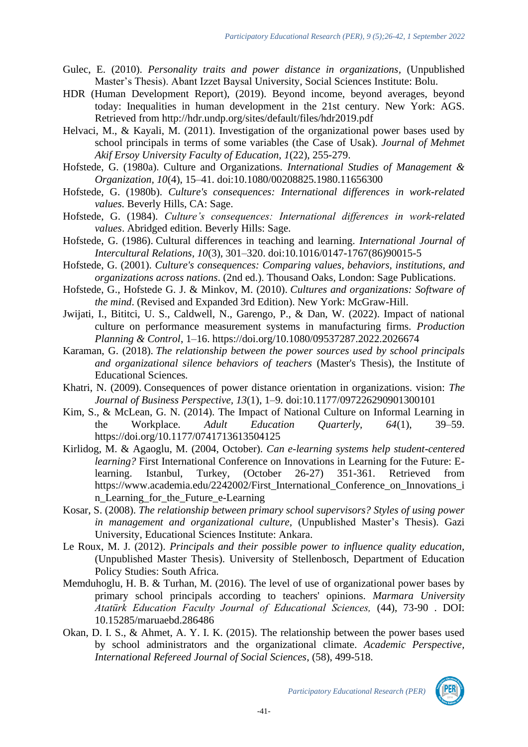Gulec, E. (2010). *Personality traits and power distance in organizations*, (Unpublished Master's Thesis). Abant Izzet Baysal University, Social Sciences Institute: Bolu.

HDR (Human Development Report), (2019). Beyond income, beyond averages, beyond today: Inequalities in human development in the 21st century. New York: AGS. Retrieved from http://hdr.undp.org/sites/default/files/hdr2019.pdf

Helvaci, M., & Kayali, M. (2011). Investigation of the organizational power bases used by school principals in terms of some variables (the Case of Usak). *Journal of Mehmet Akif Ersoy University Faculty of Education*, *1*(22), 255-279.

Hofstede, G. (1980a). Culture and Organizations. *International Studies of Management & Organization*, *10*(4), 15–41. doi:10.1080/00208825.1980.11656300

Hofstede, G. (1980b). *Culture's consequences: International differences in work-related values.* Beverly Hills, CA: Sage.

Hofstede, G. (1984). *Culture's consequences: International differences in work-related values*. Abridged edition. Beverly Hills: Sage.

Hofstede, G. (1986). Cultural differences in teaching and learning. *International Journal of Intercultural Relations, 10*(3), 301–320. doi:10.1016/0147-1767(86)90015-5

Hofstede, G. (2001). *Culture's consequences: Comparing values, behaviors, institutions, and organizations across nations.* (2nd ed.). Thousand Oaks, London: Sage Publications.

Hofstede, G., Hofstede G. J. & Minkov, M. (2010). *Cultures and organizations: Software of the mind*. (Revised and Expanded 3rd Edition). New York: McGraw-Hill.

Jwijati, I., Bititci, U. S., Caldwell, N., Garengo, P., & Dan, W. (2022). Impact of national culture on performance measurement systems in manufacturing firms. *Production Planning & Control*, 1–16. https://doi.org/10.1080/09537287.2022.2026674

Karaman, G. (2018). *The relationship between the power sources used by school principals and organizational silence behaviors of teachers* (Master's Thesis), the Institute of Educational Sciences.

Khatri, N. (2009). Consequences of power distance orientation in organizations. vision: *The Journal of Business Perspective*, *13*(1), 1–9. doi:10.1177/097226290901300101

Kim, S., & McLean, G. N. (2014). The Impact of National Culture on Informal Learning in the Workplace. *Adult Education Quarterly, 64*(1), 39–59. https://doi.org/10.1177/0741713613504125

Kirlidog, M. & Agaoglu, M. (2004, October). *Can e-learning systems help student-centered learning?* First International Conference on Innovations in Learning for the Future: E-learning. Istanbul, Turkey, (October 26-27) 351-361. Retrieved from https://www.academia.edu/2242002/First_International_Conference_on_Innovations_in_Learning_for_the_Future_e-Learning

Kosar, S. (2008). *The relationship between primary school supervisors? Styles of using power in management and organizational culture,* (Unpublished Master's Thesis). Gazi University, Educational Sciences Institute: Ankara.

Le Roux, M. J. (2012). *Principals and their possible power to influence quality education,* (Unpublished Master Thesis). University of Stellenbosch, Department of Education Policy Studies: South Africa.

Memduhoglu, H. B. & Turhan, M. (2016). The level of use of organizational power bases by primary school principals according to teachers' opinions. *Marmara University Atatürk Education Faculty Journal of Educational Sciences,* (44), 73-90 . DOI: 10.15285/maruaebd.286486

Okan, D. I. S., & Ahmet, A. Y. I. K. (2015). The relationship between the power bases used by school administrators and the organizational climate. *Academic Perspective, International Refereed Journal of Social Sciences*, (58), 499-518.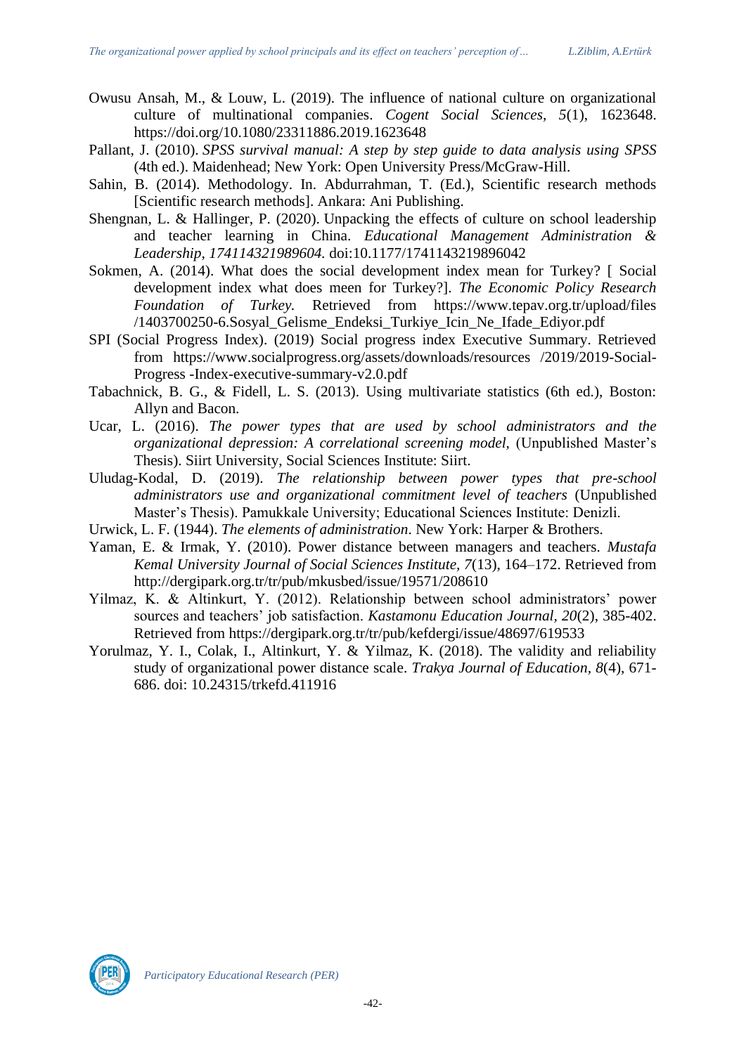Owusu Ansah, M., & Louw, L. (2019). The influence of national culture on organizational culture of multinational companies. *Cogent Social Sciences, 5*(1), 1623648. https://doi.org/10.1080/23311886.2019.1623648

Pallant, J. (2010). *SPSS survival manual: A step by step guide to data analysis using SPSS* (4th ed.). Maidenhead; New York: Open University Press/McGraw-Hill.

Sahin, B. (2014). Methodology. In. Abdurrahman, T. (Ed.), Scientific research methods [Scientific research methods]. Ankara: Ani Publishing.

Shengnan, L. & Hallinger, P. (2020). Unpacking the effects of culture on school leadership and teacher learning in China. *Educational Management Administration & Leadership, 174114321989604.* doi:10.1177/1741143219896042

Sokmen, A. (2014). What does the social development index mean for Turkey? [ Social development index what does meen for Turkey?]. *The Economic Policy Research Foundation of Turkey.* Retrieved from https://www.tepav.org.tr/upload/files /1403700250-6.Sosyal_Gelisme_Endeksi_Turkiye_Icin_Ne_Ifade_Ediyor.pdf

SPI (Social Progress Index). (2019) Social progress index Executive Summary. Retrieved from https://www.socialprogress.org/assets/downloads/resources /2019/2019-Social-Progress -Index-executive-summary-v2.0.pdf

Tabachnick, B. G., & Fidell, L. S. (2013). Using multivariate statistics (6th ed.), Boston: Allyn and Bacon.

Ucar, L. (2016). *The power types that are used by school administrators and the organizational depression: A correlational screening model,* (Unpublished Master's Thesis). Siirt University, Social Sciences Institute: Siirt.

Uludag-Kodal, D. (2019). *The relationship between power types that pre-school administrators use and organizational commitment level of teachers* (Unpublished Master's Thesis). Pamukkale University; Educational Sciences Institute: Denizli.

Urwick, L. F. (1944). *The elements of administration*. New York: Harper & Brothers.

Yaman, E. & Irmak, Y. (2010). Power distance between managers and teachers. *Mustafa Kemal University Journal of Social Sciences Institute, 7*(13), 164–172. Retrieved from http://dergipark.org.tr/tr/pub/mkusbed/issue/19571/208610

Yilmaz, K. & Altinkurt, Y. (2012). Relationship between school administrators' power sources and teachers' job satisfaction. *Kastamonu Education Journal, 20*(2), 385-402. Retrieved from https://dergipark.org.tr/tr/pub/kefdergi/issue/48697/619533

Yorulmaz, Y. I., Colak, I., Altinkurt, Y. & Yilmaz, K. (2018). The validity and reliability study of organizational power distance scale. *Trakya Journal of Education, 8*(4), 671-686. doi: 10.24315/trkefd.411916